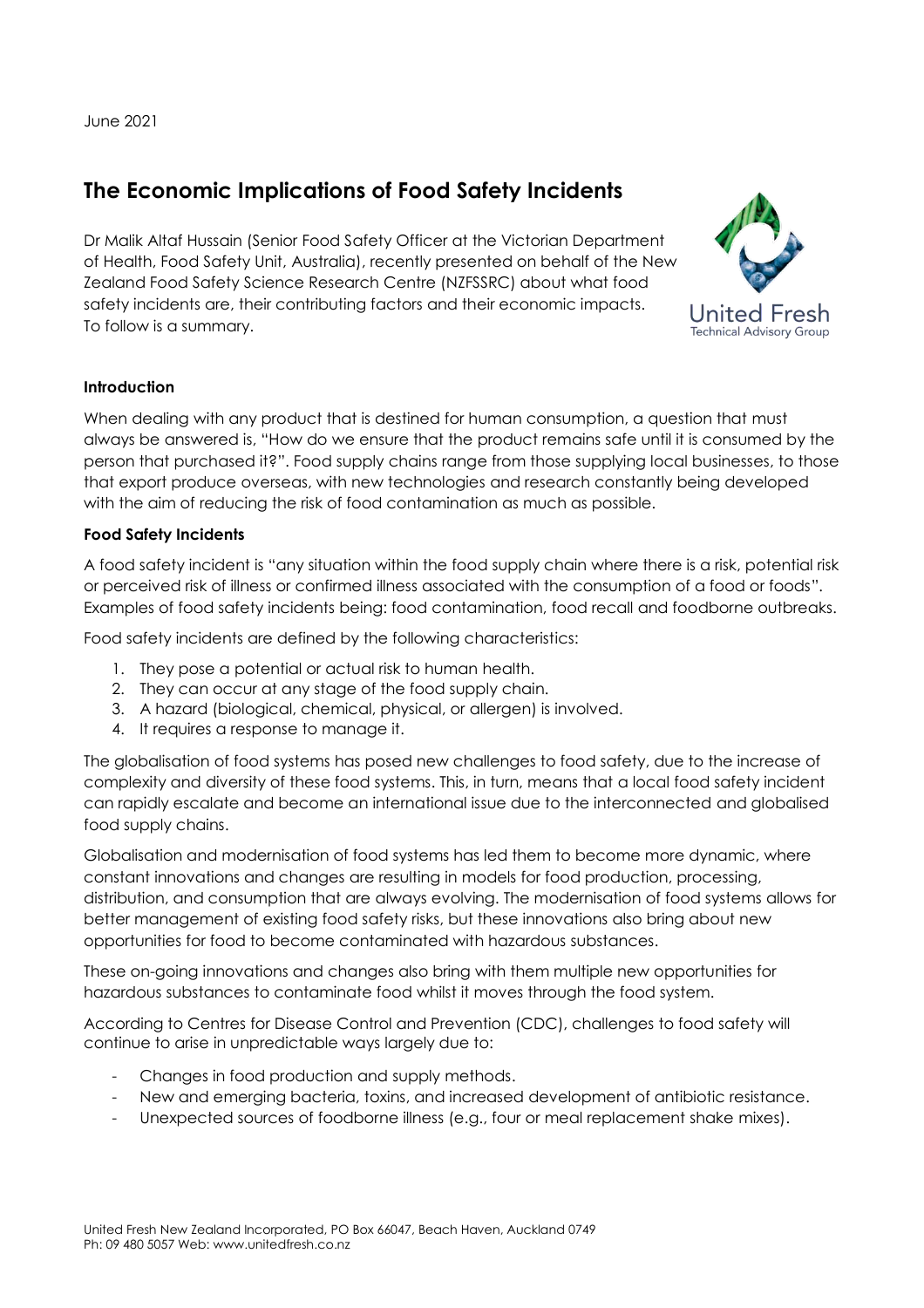June 2021

# The Economic Implications of Food Safety Incidents

Dr Malik Altaf Hussain (Senior Food Safety Officer at the Victorian Department of Health, Food Safety Unit, Australia), recently presented on behalf of the New Zealand Food Safety Science Research Centre (NZFSSRC) about what food safety incidents are, their contributing factors and their economic impacts. To follow is a summary.

### Introduction

When dealing with any product that is destined for human consumption, a question that must always be answered is, "How do we ensure that the product remains safe until it is consumed by the person that purchased it?". Food supply chains range from those supplying local businesses, to those that export produce overseas, with new technologies and research constantly being developed with the aim of reducing the risk of food contamination as much as possible.

### Food Safety Incidents

A food safety incident is "any situation within the food supply chain where there is a risk, potential risk or perceived risk of illness or confirmed illness associated with the consumption of a food or foods". Examples of food safety incidents being: food contamination, food recall and foodborne outbreaks.

Food safety incidents are defined by the following characteristics:

1. They pose a potential or actual risk to human health.
2. They can occur at any stage of the food supply chain.
3. A hazard (biological, chemical, physical, or allergen) is involved.
4. It requires a response to manage it.

The globalisation of food systems has posed new challenges to food safety, due to the increase of complexity and diversity of these food systems. This, in turn, means that a local food safety incident can rapidly escalate and become an international issue due to the interconnected and globalised food supply chains.

Globalisation and modernisation of food systems has led them to become more dynamic, where constant innovations and changes are resulting in models for food production, processing, distribution, and consumption that are always evolving. The modernisation of food systems allows for better management of existing food safety risks, but these innovations also bring about new opportunities for food to become contaminated with hazardous substances.

These on-going innovations and changes also bring with them multiple new opportunities for hazardous substances to contaminate food whilst it moves through the food system.

According to Centres for Disease Control and Prevention (CDC), challenges to food safety will continue to arise in unpredictable ways largely due to:

- Changes in food production and supply methods.
- New and emerging bacteria, toxins, and increased development of antibiotic resistance.
- Unexpected sources of foodborne illness (e.g., four or meal replacement shake mixes).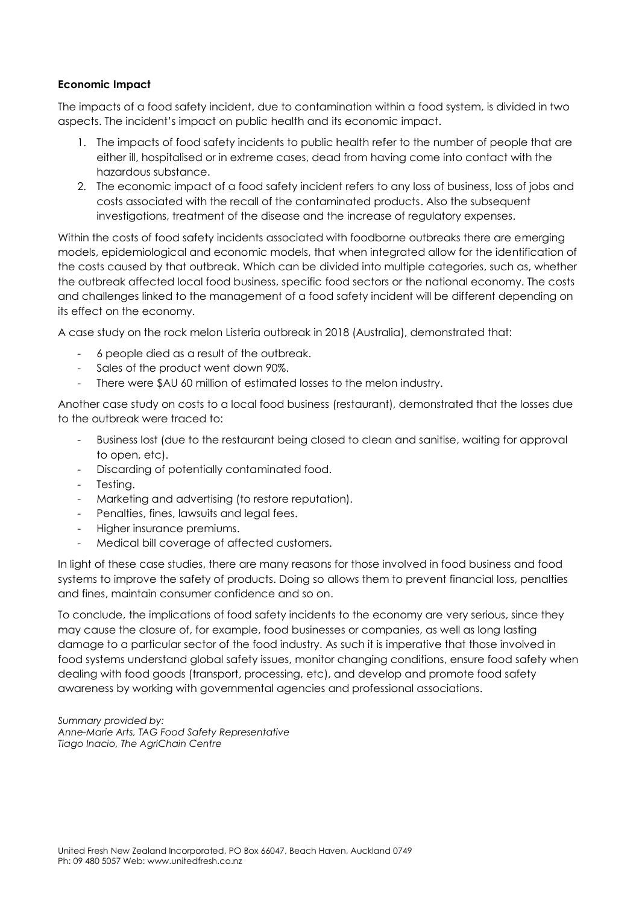**Economic Impact**

The impacts of a food safety incident, due to contamination within a food system, is divided in two aspects. The incident's impact on public health and its economic impact.

1. The impacts of food safety incidents to public health refer to the number of people that are either ill, hospitalised or in extreme cases, dead from having come into contact with the hazardous substance.
2. The economic impact of a food safety incident refers to any loss of business, loss of jobs and costs associated with the recall of the contaminated products. Also the subsequent investigations, treatment of the disease and the increase of regulatory expenses.

Within the costs of food safety incidents associated with foodborne outbreaks there are emerging models, epidemiological and economic models, that when integrated allow for the identification of the costs caused by that outbreak. Which can be divided into multiple categories, such as, whether the outbreak affected local food business, specific food sectors or the national economy. The costs and challenges linked to the management of a food safety incident will be different depending on its effect on the economy.

A case study on the rock melon Listeria outbreak in 2018 (Australia), demonstrated that:

- 6 people died as a result of the outbreak.
- Sales of the product went down 90%.
- There were $AU 60 million of estimated losses to the melon industry.

Another case study on costs to a local food business (restaurant), demonstrated that the losses due to the outbreak were traced to:

- Business lost (due to the restaurant being closed to clean and sanitise, waiting for approval to open, etc).
- Discarding of potentially contaminated food.
- Testing.
- Marketing and advertising (to restore reputation).
- Penalties, fines, lawsuits and legal fees.
- Higher insurance premiums.
- Medical bill coverage of affected customers.

In light of these case studies, there are many reasons for those involved in food business and food systems to improve the safety of products. Doing so allows them to prevent financial loss, penalties and fines, maintain consumer confidence and so on.

To conclude, the implications of food safety incidents to the economy are very serious, since they may cause the closure of, for example, food businesses or companies, as well as long lasting damage to a particular sector of the food industry. As such it is imperative that those involved in food systems understand global safety issues, monitor changing conditions, ensure food safety when dealing with food goods (transport, processing, etc), and develop and promote food safety awareness by working with governmental agencies and professional associations.

*Summary provided by:*
*Anne-Marie Arts, TAG Food Safety Representative*
*Tiago Inacio, The AgriChain Centre*

United Fresh New Zealand Incorporated, PO Box 66047, Beach Haven, Auckland 0749
Ph: 09 480 5057 Web: www.unitedfresh.co.nz